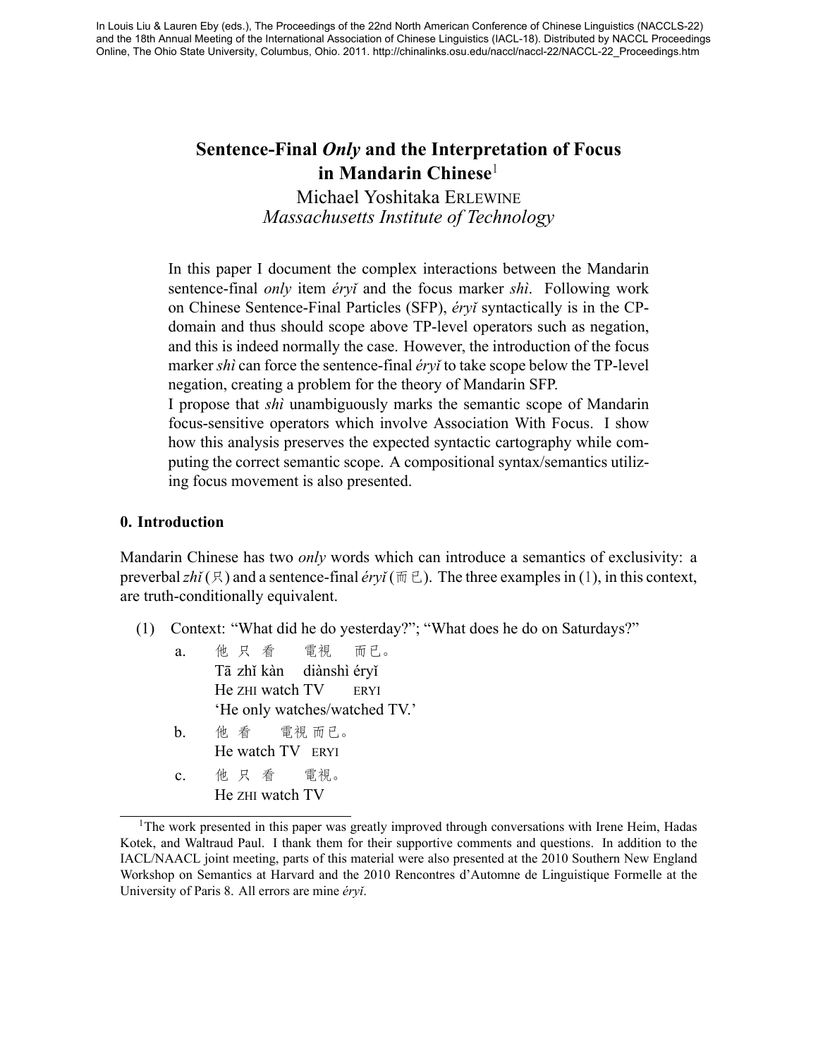In Louis Liu & Lauren Eby (eds.), The Proceedings of the 22nd North American Conference of Chinese Linguistics (NACCLS-22) and the 18th Annual Meeting of the International Association of Chinese Linguistics (IACL-18). Distributed by NACCL Proceedings Online, The Ohio State University, Columbus, Ohio. 2011. http://chinalinks.osu.edu/naccl/naccl-22/NACCL-22_Proceedings.htm

# Sentence-Final *Only* and the Interpretation of Focus in Mandarin Chinese[1]

Michael Yoshitaka ERLEWINE
*Massachusetts Institute of Technology*

In this paper I document the complex interactions between the Mandarin sentence-final *only* item *éryǐ* and the focus marker *shì*. Following work on Chinese Sentence-Final Particles (SFP), *éryǐ* syntactically is in the CP-domain and thus should scope above TP-level operators such as negation, and this is indeed normally the case. However, the introduction of the focus marker *shì* can force the sentence-final *éryǐ* to take scope below the TP-level negation, creating a problem for the theory of Mandarin SFP.

I propose that *shì* unambiguously marks the semantic scope of Mandarin focus-sensitive operators which involve Association With Focus. I show how this analysis preserves the expected syntactic cartography while computing the correct semantic scope. A compositional syntax/semantics utilizing focus movement is also presented.

## 0. Introduction

Mandarin Chinese has two *only* words which can introduce a semantics of exclusivity: a preverbal *zhǐ* (只) and a sentence-final *éryǐ* (而已). The three examples in (1), in this context, are truth-conditionally equivalent.

(1) Context: "What did he do yesterday?"; "What does he do on Saturdays?"

a. 他 只 看 電視 而已。
Tā zhǐ kàn diànshì éryǐ
He ZHI watch TV ERYI
'He only watches/watched TV.'

b. 他 看 電視 而已。
He watch TV ERYI

c. 他 只 看 電視。
He ZHI watch TV

[1] The work presented in this paper was greatly improved through conversations with Irene Heim, Hadas Kotek, and Waltraud Paul. I thank them for their supportive comments and questions. In addition to the IACL/NAACL joint meeting, parts of this material were also presented at the 2010 Southern New England Workshop on Semantics at Harvard and the 2010 Rencontres d'Automne de Linguistique Formelle at the University of Paris 8. All errors are mine *éryǐ*.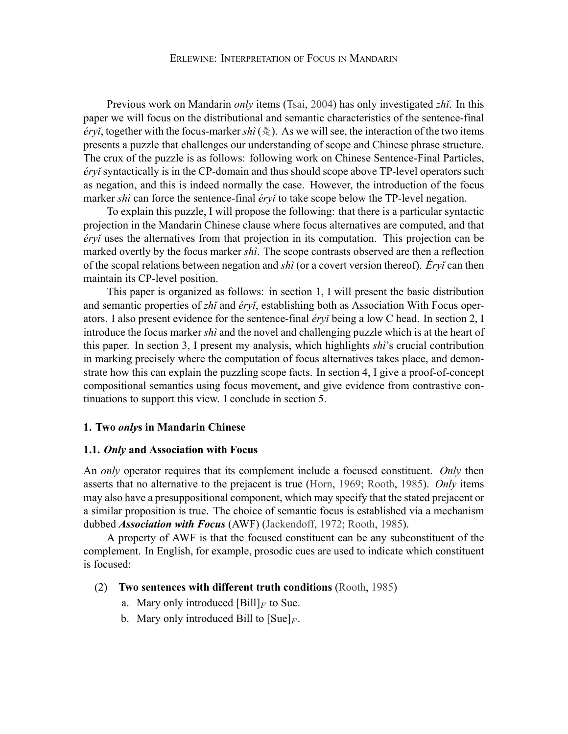Previous work on Mandarin *only* items (Tsai, 2004) has only investigated *zhǐ*. In this paper we will focus on the distributional and semantic characteristics of the sentence-final *éryǐ*, together with the focus-marker *shì* (是). As we will see, the interaction of the two items presents a puzzle that challenges our understanding of scope and Chinese phrase structure. The crux of the puzzle is as follows: following work on Chinese Sentence-Final Particles, *éryǐ* syntactically is in the CP-domain and thus should scope above TP-level operators such as negation, and this is indeed normally the case. However, the introduction of the focus marker *shì* can force the sentence-final *éryǐ* to take scope below the TP-level negation.

To explain this puzzle, I will propose the following: that there is a particular syntactic projection in the Mandarin Chinese clause where focus alternatives are computed, and that *éryǐ* uses the alternatives from that projection in its computation. This projection can be marked overtly by the focus marker *shì*. The scope contrasts observed are then a reflection of the scopal relations between negation and *shì* (or a covert version thereof). *Éryǐ* can then maintain its CP-level position.

This paper is organized as follows: in section 1, I will present the basic distribution and semantic properties of *zhǐ* and *éryǐ*, establishing both as Association With Focus operators. I also present evidence for the sentence-final *éryǐ* being a low C head. In section 2, I introduce the focus marker *shì* and the novel and challenging puzzle which is at the heart of this paper. In section 3, I present my analysis, which highlights *shì*'s crucial contribution in marking precisely where the computation of focus alternatives takes place, and demonstrate how this can explain the puzzling scope facts. In section 4, I give a proof-of-concept compositional semantics using focus movement, and give evidence from contrastive continuations to support this view. I conclude in section 5.

## 1. Two *only*s in Mandarin Chinese

### 1.1. *Only* and Association with Focus

An *only* operator requires that its complement include a focused constituent. *Only* then asserts that no alternative to the prejacent is true (Horn, 1969; Rooth, 1985). *Only* items may also have a presuppositional component, which may specify that the stated prejacent or a similar proposition is true. The choice of semantic focus is established via a mechanism dubbed ***Association with Focus*** (AWF) (Jackendoff, 1972; Rooth, 1985).

A property of AWF is that the focused constituent can be any subconstituent of the complement. In English, for example, prosodic cues are used to indicate which constituent is focused:

(2) **Two sentences with different truth conditions** (Rooth, 1985)

a. Mary only introduced $[\text{Bill}]_F$ to Sue.

b. Mary only introduced Bill to $[\text{Sue}]_F$.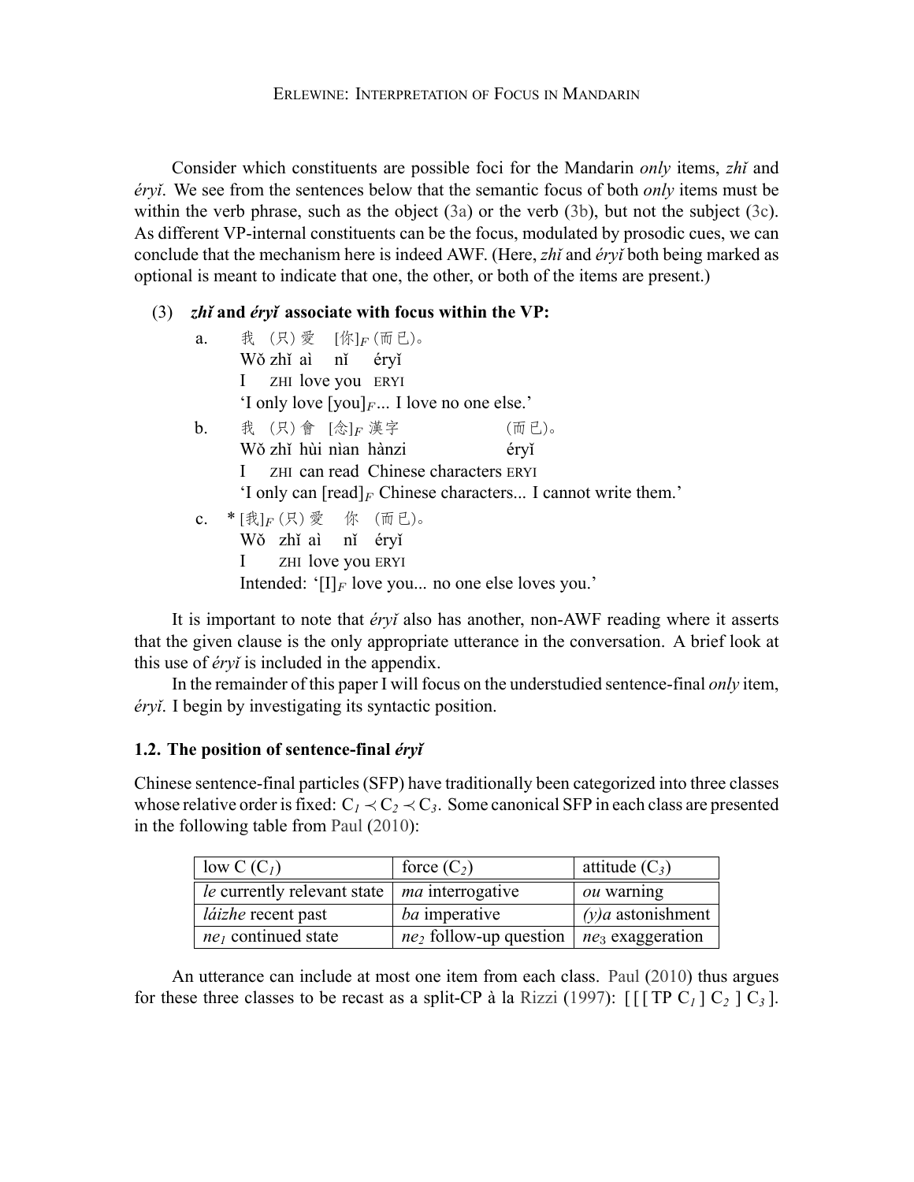Consider which constituents are possible foci for the Mandarin *only* items, *zhǐ* and *éryǐ*. We see from the sentences below that the semantic focus of both *only* items must be within the verb phrase, such as the object (3a) or the verb (3b), but not the subject (3c). As different VP-internal constituents can be the focus, modulated by prosodic cues, we can conclude that the mechanism here is indeed AWF. (Here, *zhǐ* and *éryǐ* both being marked as optional is meant to indicate that one, the other, or both of the items are present.)

(3) ***zhǐ* and *éryǐ* associate with focus within the VP:**

a. 我 (只) 爱 [你]$_F$ (而已)。
   Wǒ zhǐ aì nǐ éryǐ
   I ZHI love you ERYI
   'I only love [you]$_F$... I love no one else.'

b. 我 (只) 會 [念]$_F$ 漢字 (而已)。
   Wǒ zhǐ hùi nìan hànzi éryǐ
   I ZHI can read Chinese characters ERYI
   'I only can [read]$_F$ Chinese characters... I cannot write them.'

c. * [我]$_F$ (只) 爱 你 (而已)。
   Wǒ zhǐ aì nǐ éryǐ
   I ZHI love you ERYI
   Intended: '[I]$_F$ love you... no one else loves you.'

It is important to note that *éryǐ* also has another, non-AWF reading where it asserts that the given clause is the only appropriate utterance in the conversation. A brief look at this use of *éryǐ* is included in the appendix.

In the remainder of this paper I will focus on the understudied sentence-final *only* item, *éryǐ*. I begin by investigating its syntactic position.

## 1.2. The position of sentence-final *éryǐ*

Chinese sentence-final particles (SFP) have traditionally been categorized into three classes whose relative order is fixed: $C_1 \prec C_2 \prec C_3$. Some canonical SFP in each class are presented in the following table from Paul (2010):

| low C ($C_1$) | force ($C_2$) | attitude ($C_3$) |
|---|---|---|
| *le* currently relevant state | *ma* interrogative | *ou* warning |
| *láizhe* recent past | *ba* imperative | *(y)a* astonishment |
| $ne_1$ continued state | $ne_2$ follow-up question | $ne_3$ exaggeration |

An utterance can include at most one item from each class. Paul (2010) thus argues for these three classes to be recast as a split-CP à la Rizzi (1997): [ [ [ TP $C_1$ ] $C_2$ ] $C_3$ ].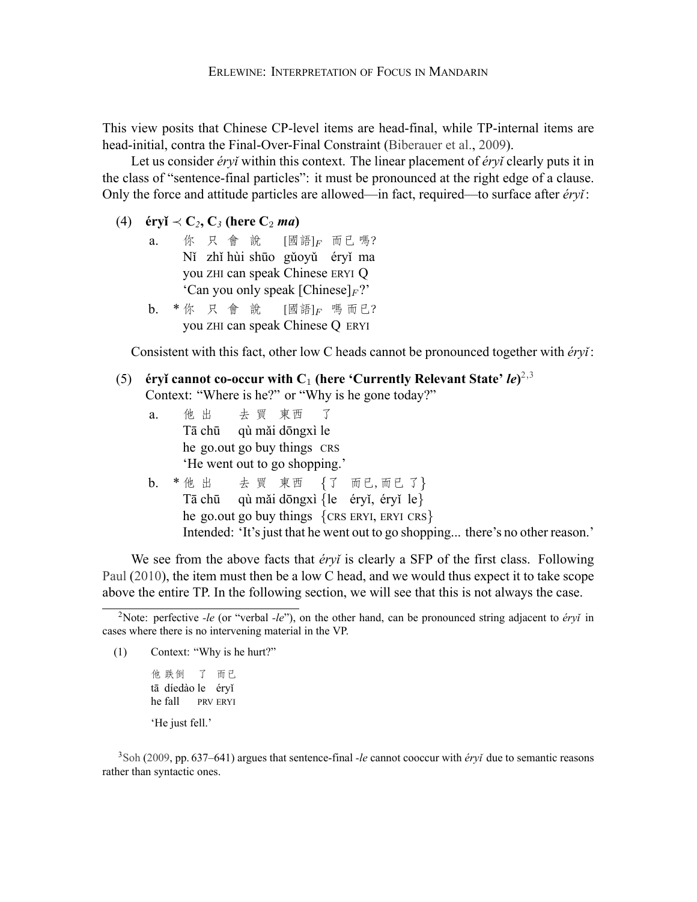This view posits that Chinese CP-level items are head-final, while TP-internal items are head-initial, contra the Final-Over-Final Constraint (Biberauer et al., 2009).

Let us consider *éryǐ* within this context. The linear placement of *éryǐ* clearly puts it in the class of "sentence-final particles": it must be pronounced at the right edge of a clause. Only the force and attitude particles are allowed—in fact, required—to surface after *éryǐ*:

(4) **éryǐ $\prec$ C$_2$, C$_3$ (here C$_2$ *ma*)**

a. 你 只 會 說 [國語]$_F$ 而已 嗎?
Nǐ zhǐ hùi shūo gǔoyǔ éryǐ ma
you ZHI can speak Chinese ERYI Q
'Can you only speak [Chinese]$_F$?'

b. * 你 只 會 說 [國語]$_F$ 嗎 而已?
you ZHI can speak Chinese Q ERYI

Consistent with this fact, other low C heads cannot be pronounced together with *éryǐ*:

(5) **éryǐ cannot co-occur with C$_1$ (here 'Currently Relevant State' *le*)**[2,3]
Context: "Where is he?" or "Why is he gone today?"

a. 他 出 去 買 東西 了
Tā chū qù mǎi dōngxì le
he go.out go buy things CRS
'He went out to go shopping.'

b. * 他 出 去 買 東西 {了 而已, 而已 了}
Tā chū qù mǎi dōngxì {le éryǐ, éryǐ le}
he go.out go buy things {CRS ERYI, ERYI CRS}
Intended: 'It's just that he went out to go shopping... there's no other reason.'

We see from the above facts that *éryǐ* is clearly a SFP of the first class. Following Paul (2010), the item must then be a low C head, and we would thus expect it to take scope above the entire TP. In the following section, we will see that this is not always the case.

---

[2]Note: perfective *-le* (or "verbal *-le*"), on the other hand, can be pronounced string adjacent to *éryǐ* in cases where there is no intervening material in the VP.

(1) Context: "Why is he hurt?"

他 跌倒 了 而已
tā díedào le éryǐ
he fall PRV ERYI

'He just fell.'

[3]Soh (2009, pp. 637–641) argues that sentence-final *-le* cannot cooccur with *éryǐ* due to semantic reasons rather than syntactic ones.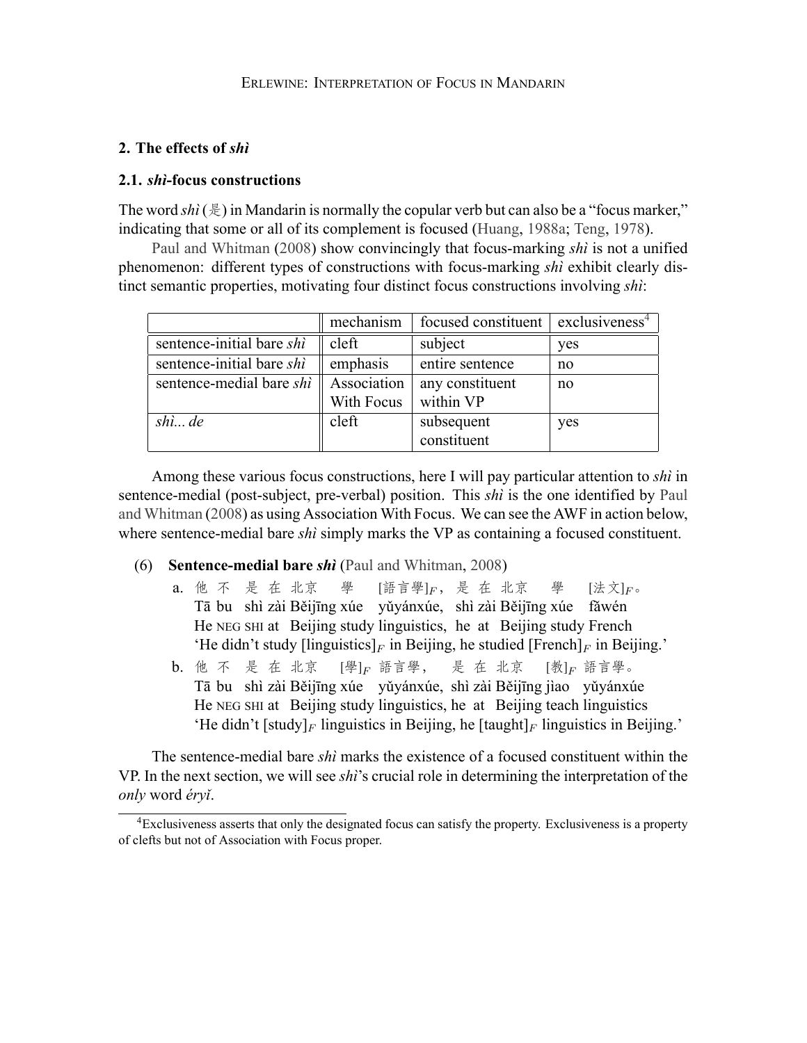## 2. The effects of *shì*

### 2.1. *shì*-focus constructions

The word *shì* (是) in Mandarin is normally the copular verb but can also be a "focus marker," indicating that some or all of its complement is focused (Huang, 1988a; Teng, 1978).

Paul and Whitman (2008) show convincingly that focus-marking *shì* is not a unified phenomenon: different types of constructions with focus-marking *shì* exhibit clearly distinct semantic properties, motivating four distinct focus constructions involving *shì*:

| | mechanism | focused constituent | exclusiveness[4] |
|---|---|---|---|
| sentence-initial bare *shì* | cleft | subject | yes |
| sentence-initial bare *shì* | emphasis | entire sentence | no |
| sentence-medial bare *shì* | Association With Focus | any constituent within VP | no |
| *shì... de* | cleft | subsequent constituent | yes |

Among these various focus constructions, here I will pay particular attention to *shì* in sentence-medial (post-subject, pre-verbal) position. This *shì* is the one identified by Paul and Whitman (2008) as using Association With Focus. We can see the AWF in action below, where sentence-medial bare *shì* simply marks the VP as containing a focused constituent.

(6) **Sentence-medial bare *shì*** (Paul and Whitman, 2008)

a. 他 不 是 在 北京 學 [語言學]$_F$, 是 在 北京 學 [法文]$_F$。
Tā bu shì zài Běijīng xúe yǔyánxúe, shì zài Běijīng xúe fǎwén
He NEG SHI at Beijing study linguistics, he at Beijing study French
'He didn't study [linguistics]$_F$ in Beijing, he studied [French]$_F$ in Beijing.'

b. 他 不 是 在 北京 [學]$_F$ 語言學, 是 在 北京 [教]$_F$ 語言學。
Tā bu shì zài Běijīng xúe yǔyánxúe, shì zài Běijīng jìao yǔyánxúe
He NEG SHI at Beijing study linguistics, he at Beijing teach linguistics
'He didn't [study]$_F$ linguistics in Beijing, he [taught]$_F$ linguistics in Beijing.'

The sentence-medial bare *shì* marks the existence of a focused constituent within the VP. In the next section, we will see *shì*'s crucial role in determining the interpretation of the *only* word *éryǐ*.

[4] Exclusiveness asserts that only the designated focus can satisfy the property. Exclusiveness is a property of clefts but not of Association with Focus proper.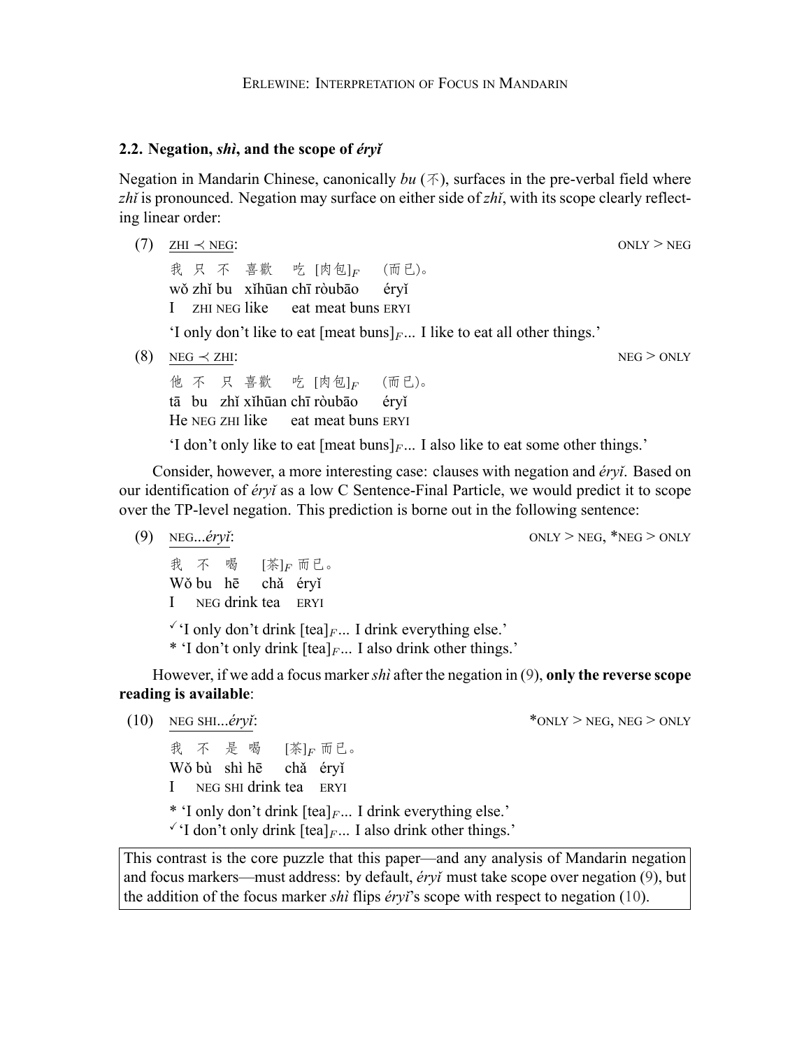### 2.2. Negation, *shì*, and the scope of *éryǐ*

Negation in Mandarin Chinese, canonically *bu* (不), surfaces in the pre-verbal field where *zhǐ* is pronounced. Negation may surface on either side of *zhǐ*, with its scope clearly reflecting linear order:

(7) ZHI ≺ NEG: ONLY > NEG

我 只 不 喜歡 吃 [肉包]$_F$ (而已)。
wǒ zhǐ bu xǐhūan chī ròubāo éryǐ
I ZHI NEG like eat meat buns ERYI

'I only don't like to eat [meat buns]$_F$... I like to eat all other things.'

(8) NEG ≺ ZHI: NEG > ONLY

他 不 只 喜歡 吃 [肉包]$_F$ (而已)。
tā bu zhǐ xǐhūan chī ròubāo éryǐ
He NEG ZHI like eat meat buns ERYI

'I don't only like to eat [meat buns]$_F$... I also like to eat some other things.'

Consider, however, a more interesting case: clauses with negation and *éryǐ*. Based on our identification of *éryǐ* as a low C Sentence-Final Particle, we would predict it to scope over the TP-level negation. This prediction is borne out in the following sentence:

(9) NEG...*éryǐ*: ONLY > NEG, *NEG > ONLY

我 不 喝 [茶]$_F$ 而已。
Wǒ bu hē chǎ éryǐ
I NEG drink tea ERYI

✓'I only don't drink [tea]$_F$... I drink everything else.'
* 'I don't only drink [tea]$_F$... I also drink other things.'

However, if we add a focus marker *shì* after the negation in (9), **only the reverse scope reading is available**:

(10) NEG SHI...*éryǐ*: *ONLY > NEG, NEG > ONLY

我 不 是 喝 [茶]$_F$ 而已。
Wǒ bù shì hē chǎ éryǐ
I NEG SHI drink tea ERYI

* 'I only don't drink [tea]$_F$... I drink everything else.'
✓'I don't only drink [tea]$_F$... I also drink other things.'

This contrast is the core puzzle that this paper—and any analysis of Mandarin negation and focus markers—must address: by default, *éryǐ* must take scope over negation (9), but the addition of the focus marker *shì* flips *éryǐ*'s scope with respect to negation (10).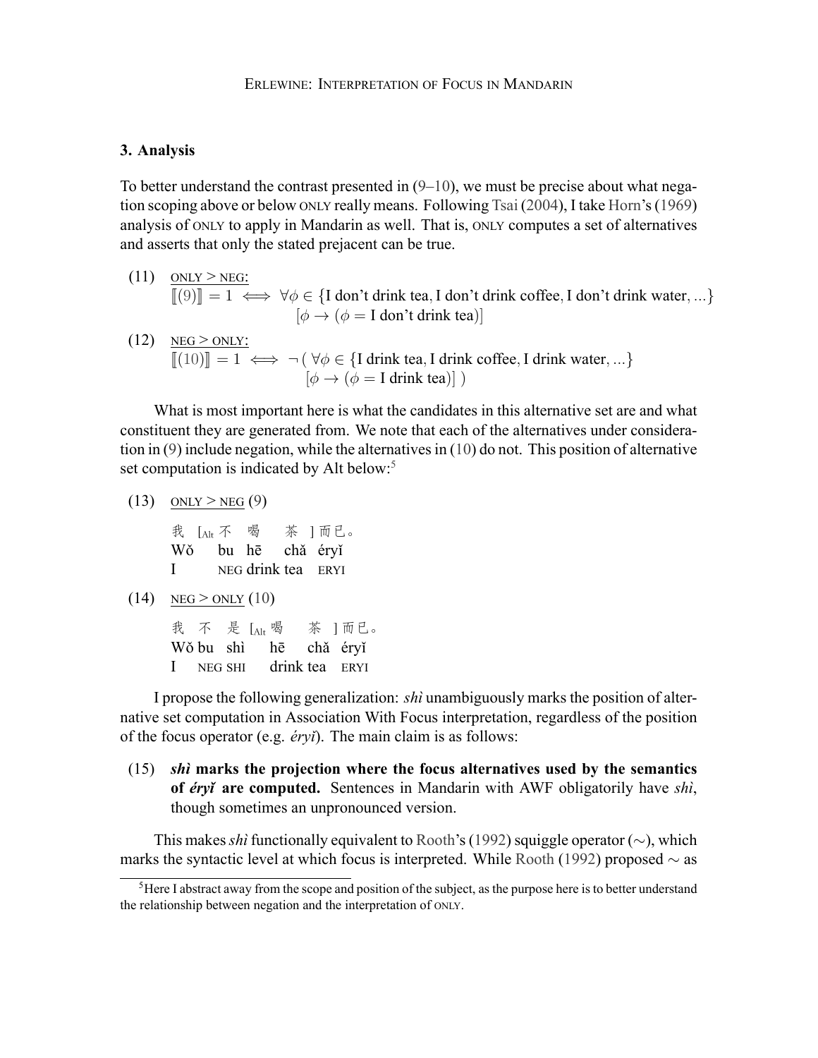### 3. Analysis

To better understand the contrast presented in (9–10), we must be precise about what negation scoping above or below ONLY really means. Following Tsai (2004), I take Horn's (1969) analysis of ONLY to apply in Mandarin as well. That is, ONLY computes a set of alternatives and asserts that only the stated prejacent can be true.

(11) ONLY > NEG:

$$[\![(9)]\!] = 1 \iff \forall \phi \in \{\text{I don't drink tea}, \text{I don't drink coffee}, \text{I don't drink water}, ...\} \\ [\phi \rightarrow (\phi = \text{I don't drink tea})]$$

(12) NEG > ONLY:

$$[\![(10)]\!] = 1 \iff \neg\,(\,\forall \phi \in \{\text{I drink tea}, \text{I drink coffee}, \text{I drink water}, ...\} \\ [\phi \rightarrow (\phi = \text{I drink tea})]\,)$$

What is most important here is what the candidates in this alternative set are and what constituent they are generated from. We note that each of the alternatives under consideration in (9) include negation, while the alternatives in (10) do not. This position of alternative set computation is indicated by Alt below:[5]

(13) ONLY > NEG (9)

我 [$_{\text{Alt}}$ 不 喝 茶 ] 而已。
Wǒ bu hē chǎ éryǐ
I NEG drink tea ERYI

(14) NEG > ONLY (10)

我 不 是 [$_{\text{Alt}}$ 喝 茶 ] 而已。
Wǒ bu shì hē chǎ éryǐ
I NEG SHI drink tea ERYI

I propose the following generalization: *shì* unambiguously marks the position of alternative set computation in Association With Focus interpretation, regardless of the position of the focus operator (e.g. *éryǐ*). The main claim is as follows:

(15) ***shì* marks the projection where the focus alternatives used by the semantics of *éryǐ* are computed.** Sentences in Mandarin with AWF obligatorily have *shì*, though sometimes an unpronounced version.

This makes *shì* functionally equivalent to Rooth's (1992) squiggle operator ($\sim$), which marks the syntactic level at which focus is interpreted. While Rooth (1992) proposed $\sim$ as

[5] Here I abstract away from the scope and position of the subject, as the purpose here is to better understand the relationship between negation and the interpretation of ONLY.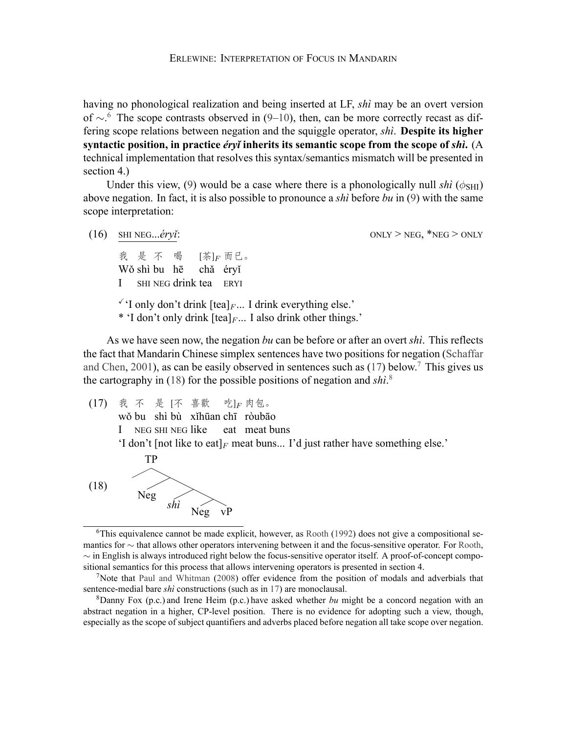having no phonological realization and being inserted at LF, *shì* may be an overt version of $\sim$.[6] The scope contrasts observed in (9–10), then, can be more correctly recast as differing scope relations between negation and the squiggle operator, *shì*. **Despite its higher syntactic position, in practice *éryǐ* inherits its semantic scope from the scope of *shì*.** (A technical implementation that resolves this syntax/semantics mismatch will be presented in section 4.)

Under this view, (9) would be a case where there is a phonologically null *shì* ($\phi_{\text{SHI}}$) above negation. In fact, it is also possible to pronounce a *shì* before *bu* in (9) with the same scope interpretation:

(16) SHI NEG...*éryǐ*: ONLY > NEG, *NEG > ONLY

我 是 不 喝 [茶]$_F$ 而已。
Wǒ shì bu hē chǎ éryǐ
I SHI NEG drink tea ERYI

✓'I only don't drink [tea]$_F$... I drink everything else.'
* 'I don't only drink [tea]$_F$... I also drink other things.'

As we have seen now, the negation *bu* can be before or after an overt *shì*. This reflects the fact that Mandarin Chinese simplex sentences have two positions for negation (Schaffar and Chen, 2001), as can be easily observed in sentences such as (17) below.[7] This gives us the cartography in (18) for the possible positions of negation and *shì*.[8]

(17) 我 不 是 [不 喜歡 吃]$_F$ 肉包。
wǒ bu shì bù xǐhūan chī ròubāo
I NEG SHI NEG like eat meat buns
'I don't [not like to eat]$_F$ meat buns... I'd just rather have something else.'

(18) [TP Neg [*shì* [Neg vP]]]

[6] This equivalence cannot be made explicit, however, as Rooth (1992) does not give a compositional semantics for $\sim$ that allows other operators intervening between it and the focus-sensitive operator. For Rooth, $\sim$ in English is always introduced right below the focus-sensitive operator itself. A proof-of-concept compositional semantics for this process that allows intervening operators is presented in section 4.

[7] Note that Paul and Whitman (2008) offer evidence from the position of modals and adverbials that sentence-medial bare *shì* constructions (such as in 17) are monoclausal.

[8] Danny Fox (p.c.) and Irene Heim (p.c.) have asked whether *bu* might be a concord negation with an abstract negation in a higher, CP-level position. There is no evidence for adopting such a view, though, especially as the scope of subject quantifiers and adverbs placed before negation all take scope over negation.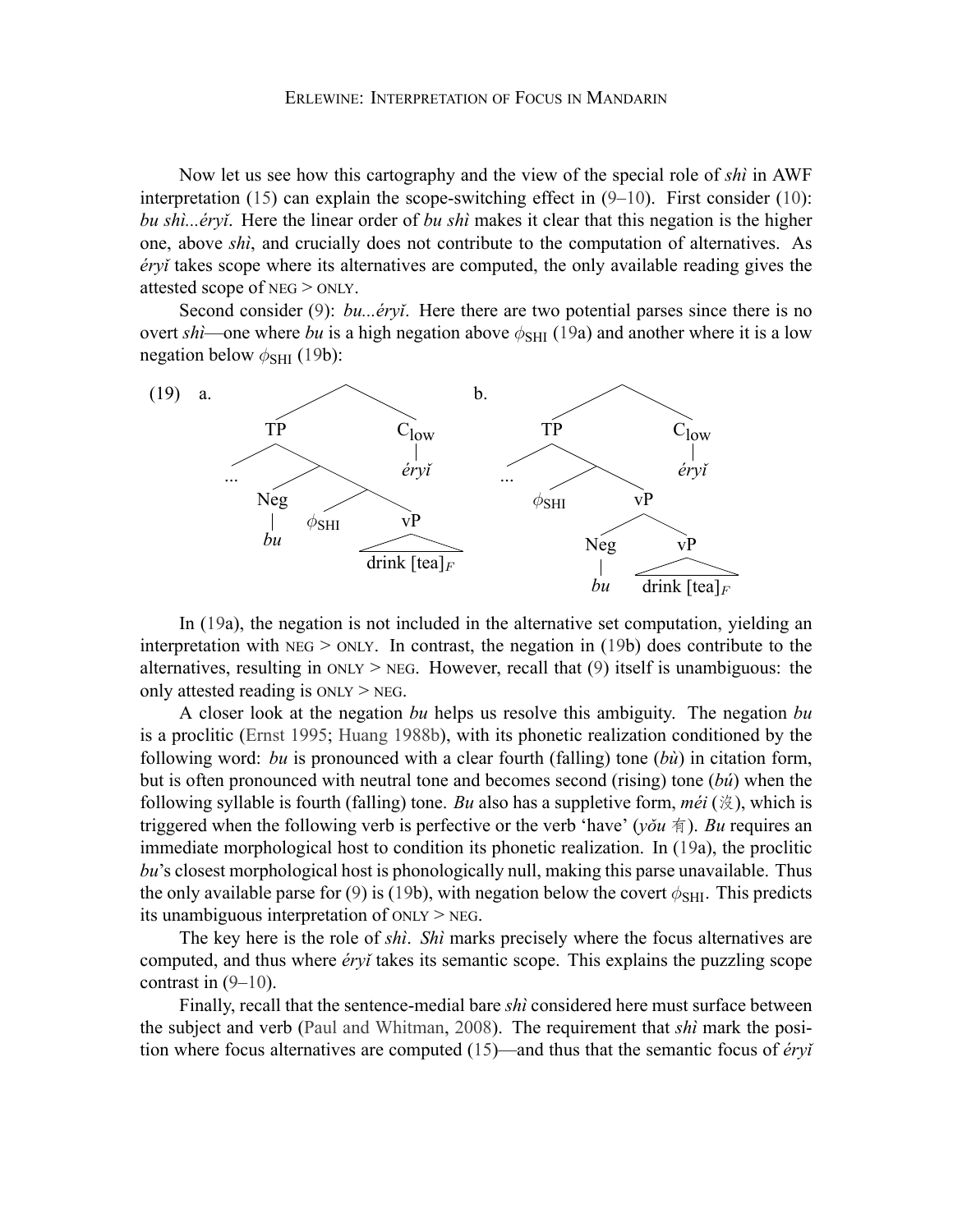Now let us see how this cartography and the view of the special role of *shì* in AWF interpretation (15) can explain the scope-switching effect in (9–10). First consider (10): *bu shì...éryǐ*. Here the linear order of *bu shì* makes it clear that this negation is the higher one, above *shì*, and crucially does not contribute to the computation of alternatives. As *éryǐ* takes scope where its alternatives are computed, the only available reading gives the attested scope of NEG > ONLY.

Second consider (9): *bu...éryǐ*. Here there are two potential parses since there is no overt *shì*—one where *bu* is a high negation above $\phi_{\text{SHI}}$ (19a) and another where it is a low negation below $\phi_{\text{SHI}}$ (19b):

(19) a. [ [$_{\text{TP}}$ ... [ [$_{\text{Neg}}$ *bu*] [ $\phi_{\text{SHI}}$ [$_{\text{vP}}$ drink [tea]$_F$ ] ] ] ] [$_{\text{C}_{\text{low}}}$ *éryǐ*] ]

b. [ [$_{\text{TP}}$ ... [ $\phi_{\text{SHI}}$ [$_{\text{vP}}$ [$_{\text{Neg}}$ *bu*] [$_{\text{vP}}$ drink [tea]$_F$ ] ] ] ] [$_{\text{C}_{\text{low}}}$ *éryǐ*] ]

In (19a), the negation is not included in the alternative set computation, yielding an interpretation with NEG > ONLY. In contrast, the negation in (19b) does contribute to the alternatives, resulting in ONLY > NEG. However, recall that (9) itself is unambiguous: the only attested reading is ONLY > NEG.

A closer look at the negation *bu* helps us resolve this ambiguity. The negation *bu* is a proclitic (Ernst 1995; Huang 1988b), with its phonetic realization conditioned by the following word: *bu* is pronounced with a clear fourth (falling) tone (*bù*) in citation form, but is often pronounced with neutral tone and becomes second (rising) tone (*bú*) when the following syllable is fourth (falling) tone. *Bu* also has a suppletive form, *méi* (沒), which is triggered when the following verb is perfective or the verb 'have' (*yǒu* 有). *Bu* requires an immediate morphological host to condition its phonetic realization. In (19a), the proclitic *bu*'s closest morphological host is phonologically null, making this parse unavailable. Thus the only available parse for (9) is (19b), with negation below the covert $\phi_{\text{SHI}}$. This predicts its unambiguous interpretation of ONLY > NEG.

The key here is the role of *shì*. *Shì* marks precisely where the focus alternatives are computed, and thus where *éryǐ* takes its semantic scope. This explains the puzzling scope contrast in (9–10).

Finally, recall that the sentence-medial bare *shì* considered here must surface between the subject and verb (Paul and Whitman, 2008). The requirement that *shì* mark the position where focus alternatives are computed (15)—and thus that the semantic focus of *éryǐ*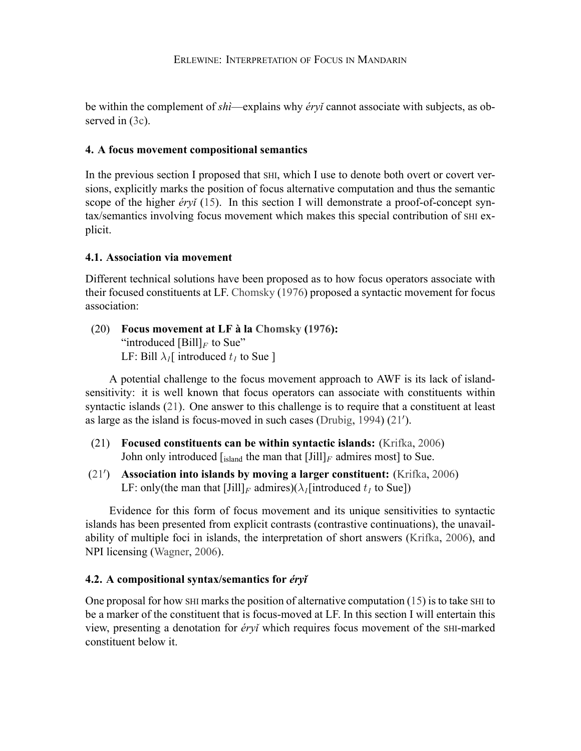be within the complement of *shì*—explains why *éryǐ* cannot associate with subjects, as observed in (3c).

### 4. A focus movement compositional semantics

In the previous section I proposed that SHI, which I use to denote both overt or covert versions, explicitly marks the position of focus alternative computation and thus the semantic scope of the higher *éryǐ* (15). In this section I will demonstrate a proof-of-concept syntax/semantics involving focus movement which makes this special contribution of SHI explicit.

#### 4.1. Association via movement

Different technical solutions have been proposed as to how focus operators associate with their focused constituents at LF. Chomsky (1976) proposed a syntactic movement for focus association:

(20) **Focus movement at LF à la Chomsky (1976):**
"introduced [Bill]$_F$ to Sue"
LF: Bill $\lambda_I$[ introduced $t_I$ to Sue ]

A potential challenge to the focus movement approach to AWF is its lack of island-sensitivity: it is well known that focus operators can associate with constituents within syntactic islands (21). One answer to this challenge is to require that a constituent at least as large as the island is focus-moved in such cases (Drubig, 1994) (21′).

(21) **Focused constituents can be within syntactic islands:** (Krifka, 2006)
John only introduced [$_{\text{island}}$ the man that [Jill]$_F$ admires most] to Sue.

(21′) **Association into islands by moving a larger constituent:** (Krifka, 2006)
LF: only(the man that [Jill]$_F$ admires)($\lambda_I$[introduced $t_I$ to Sue])

Evidence for this form of focus movement and its unique sensitivities to syntactic islands has been presented from explicit contrasts (contrastive continuations), the unavailability of multiple foci in islands, the interpretation of short answers (Krifka, 2006), and NPI licensing (Wagner, 2006).

#### 4.2. A compositional syntax/semantics for *éryǐ*

One proposal for how SHI marks the position of alternative computation (15) is to take SHI to be a marker of the constituent that is focus-moved at LF. In this section I will entertain this view, presenting a denotation for *éryǐ* which requires focus movement of the SHI-marked constituent below it.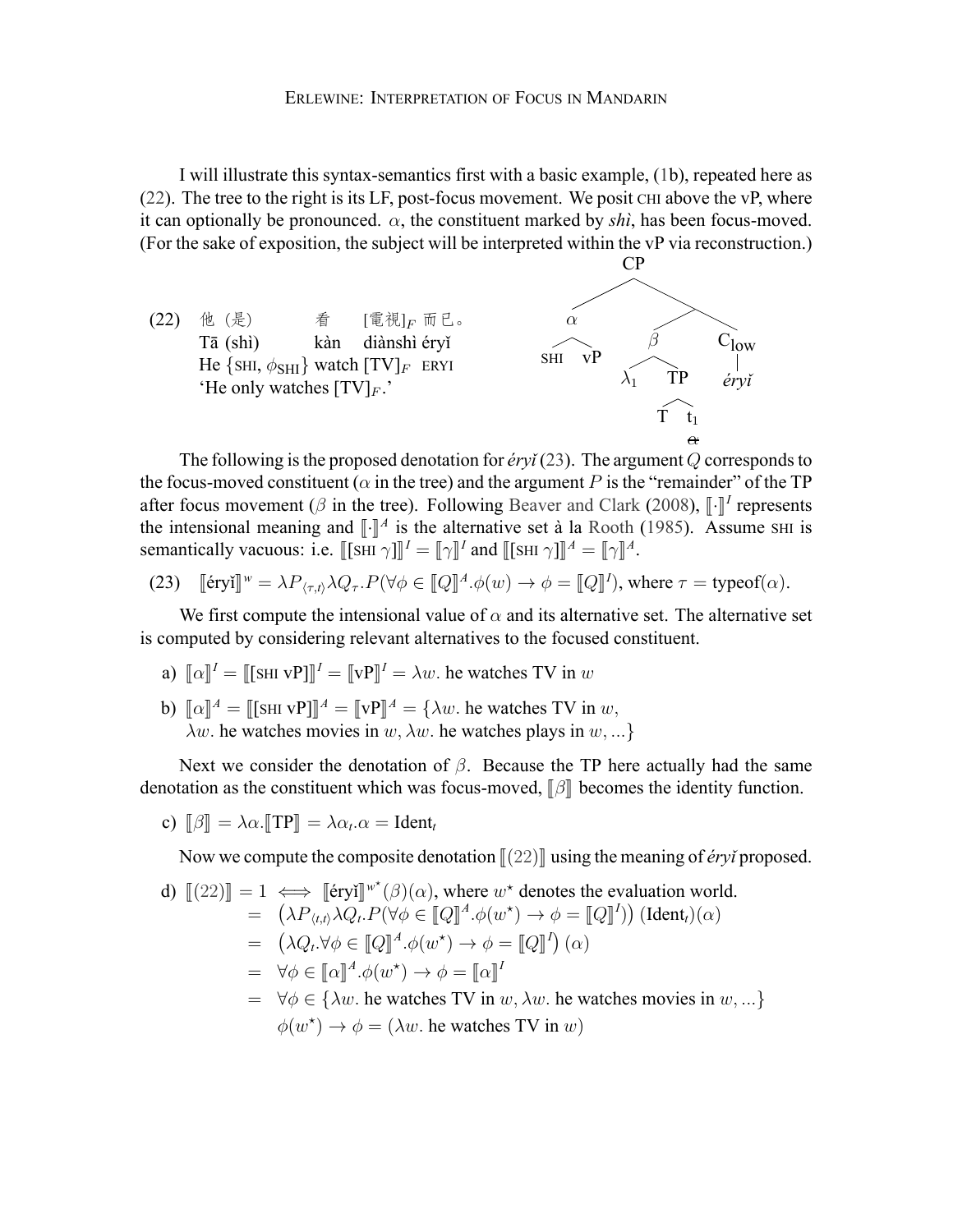I will illustrate this syntax-semantics first with a basic example, (1b), repeated here as (22). The tree to the right is its LF, post-focus movement. We posit CHI above the vP, where it can optionally be pronounced. $\alpha$, the constituent marked by *shi*, has been focus-moved. (For the sake of exposition, the subject will be interpreted within the vP via reconstruction.)

(22) 他（是） 看 [電視]$_F$ 而已。
Tā (shì) kàn diànshì éryǐ
He {SHI, $\phi_{\text{SHI}}$} watch [TV]$_F$ ERYI
'He only watches [TV]$_F$.'

LF tree: [CP $\alpha$[SHI vP] [ $\beta$[$\lambda_1$ TP[T $t_1$ ~~$\alpha$~~]] C$_{\text{low}}$ (*éryǐ*) ] ]

The following is the proposed denotation for *éryǐ* (23). The argument $Q$ corresponds to the focus-moved constituent ($\alpha$ in the tree) and the argument $P$ is the "remainder" of the TP after focus movement ($\beta$ in the tree). Following Beaver and Clark (2008), $[\![\cdot]\!]^I$ represents the intensional meaning and $[\![\cdot]\!]^A$ is the alternative set à la Rooth (1985). Assume SHI is semantically vacuous: i.e. $[\![[\text{SHI } \gamma]]\!]^I = [\![\gamma]\!]^I$ and $[\![[\text{SHI } \gamma]]\!]^A = [\![\gamma]\!]^A$.

(23) $[\![\text{éryǐ}]\!]^w = \lambda P_{\langle\tau,t\rangle}\lambda Q_\tau.P(\forall\phi \in [\![Q]\!]^A.\phi(w) \rightarrow \phi = [\![Q]\!]^I)$, where $\tau = \text{typeof}(\alpha)$.

We first compute the intensional value of $\alpha$ and its alternative set. The alternative set is computed by considering relevant alternatives to the focused constituent.

a) $[\![\alpha]\!]^I = [\![[\text{SHI vP}]]\!]^I = [\![\text{vP}]\!]^I = \lambda w.$ he watches TV in $w$

b) $[\![\alpha]\!]^A = [\![[\text{SHI vP}]]\!]^A = [\![\text{vP}]\!]^A = \{\lambda w.$ he watches TV in $w$, $\lambda w.$ he watches movies in $w, \lambda w.$ he watches plays in $w, ...\}$

Next we consider the denotation of $\beta$. Because the TP here actually had the same denotation as the constituent which was focus-moved, $[\![\beta]\!]$ becomes the identity function.

c) $[\![\beta]\!] = \lambda\alpha.[\![\text{TP}]\!] = \lambda\alpha_t.\alpha = \text{Ident}_t$

Now we compute the composite denotation $[\![(22)]\!]$ using the meaning of *éryǐ* proposed.

d) $[\![(22)]\!] = 1 \iff [\![\text{éryǐ}]\!]^{w^\star}(\beta)(\alpha)$, where $w^\star$ denotes the evaluation world.

$$= \left(\lambda P_{\langle t,t\rangle}\lambda Q_t.P(\forall\phi \in [\![Q]\!]^A.\phi(w^\star) \rightarrow \phi = [\![Q]\!]^I)\right)(\text{Ident}_t)(\alpha)$$

$$= \left(\lambda Q_t.\forall\phi \in [\![Q]\!]^A.\phi(w^\star) \rightarrow \phi = [\![Q]\!]^I\right)(\alpha)$$

$$= \forall\phi \in [\![\alpha]\!]^A.\phi(w^\star) \rightarrow \phi = [\![\alpha]\!]^I$$

$$= \forall\phi \in \{\lambda w.\text{ he watches TV in } w, \lambda w.\text{ he watches movies in } w, ...\}$$
$$\phi(w^\star) \rightarrow \phi = (\lambda w.\text{ he watches TV in } w)$$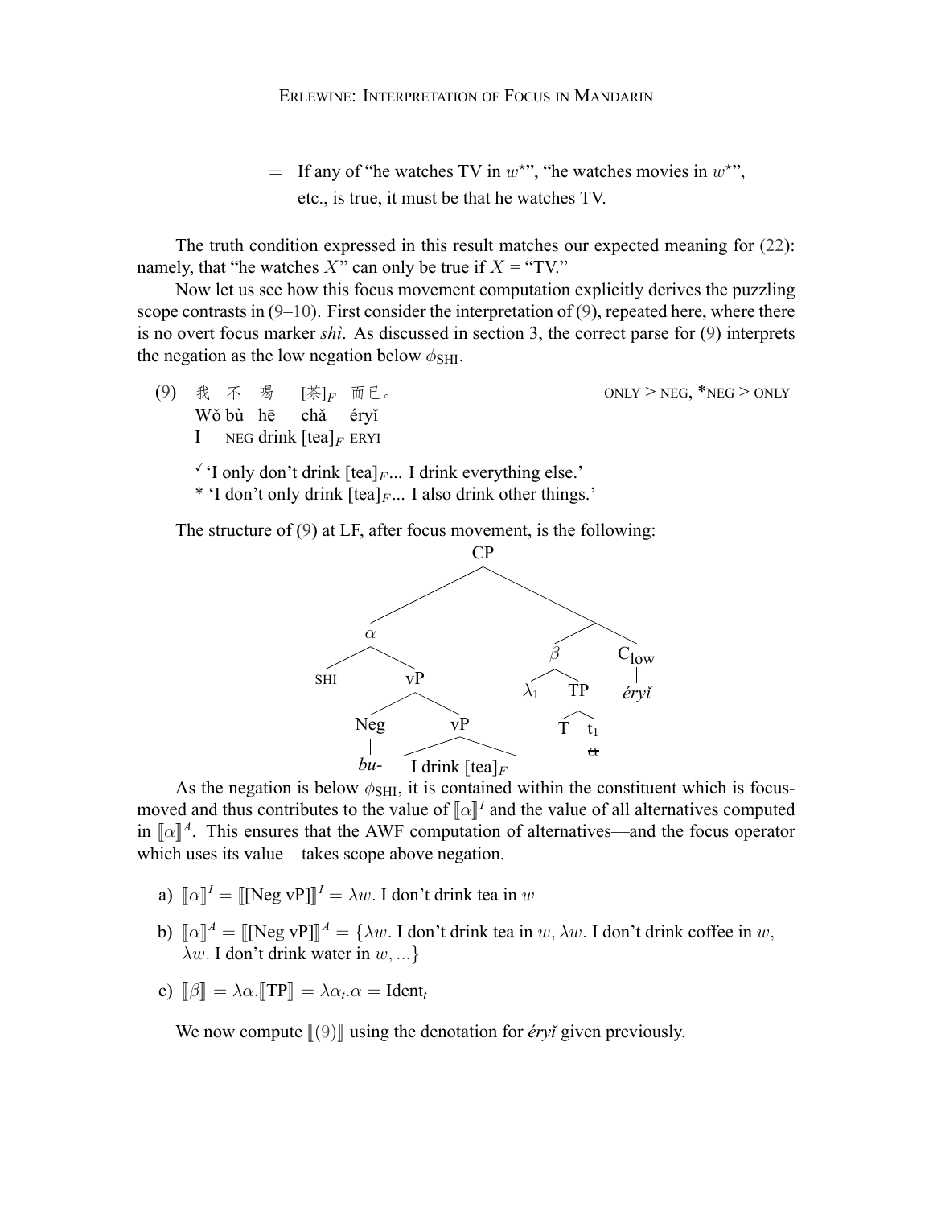= If any of "he watches TV in $w^\star$", "he watches movies in $w^\star$", etc., is true, it must be that he watches TV.

The truth condition expressed in this result matches our expected meaning for (22): namely, that "he watches $X$" can only be true if $X$ = "TV."

Now let us see how this focus movement computation explicitly derives the puzzling scope contrasts in (9–10). First consider the interpretation of (9), repeated here, where there is no overt focus marker *shì*. As discussed in section 3, the correct parse for (9) interprets the negation as the low negation below $\phi_{\text{SHI}}$.

(9) 我 不 喝 [茶]$_F$ 而已。 ONLY > NEG, *NEG > ONLY
Wǒ bù hē chǎ éryǐ
I NEG drink [tea]$_F$ ERYI

✓'I only don't drink [tea]$_F$... I drink everything else.'
* 'I don't only drink [tea]$_F$... I also drink other things.'

The structure of (9) at LF, after focus movement, is the following:

[$_{\text{CP}}$ [$_\alpha$ SHI [$_{\text{vP}}$ [$_{\text{Neg}}$ *bu-*] [$_{\text{vP}}$ I drink [tea]$_F$]]] [[$_\beta$ $\lambda_1$ [$_{\text{TP}}$ T $t_1$ ~~$\alpha$~~]] [$_{\text{C}_{\text{low}}}$ *éryǐ*]]]

As the negation is below $\phi_{\text{SHI}}$, it is contained within the constituent which is focus-moved and thus contributes to the value of $[\![\alpha]\!]^I$ and the value of all alternatives computed in $[\![\alpha]\!]^A$. This ensures that the AWF computation of alternatives—and the focus operator which uses its value—takes scope above negation.

a) $[\![\alpha]\!]^I = [\![\text{[Neg vP]}]\!]^I = \lambda w.$ I don't drink tea in $w$

b) $[\![\alpha]\!]^A = [\![\text{[Neg vP]}]\!]^A = \{\lambda w.$ I don't drink tea in $w$, $\lambda w.$ I don't drink coffee in $w$, $\lambda w.$ I don't drink water in $w, ...\}$

c) $[\![\beta]\!] = \lambda\alpha.[\![\text{TP}]\!] = \lambda\alpha_t.\alpha = \text{Ident}_t$

We now compute $[\![(9)]\!]$ using the denotation for *éryǐ* given previously.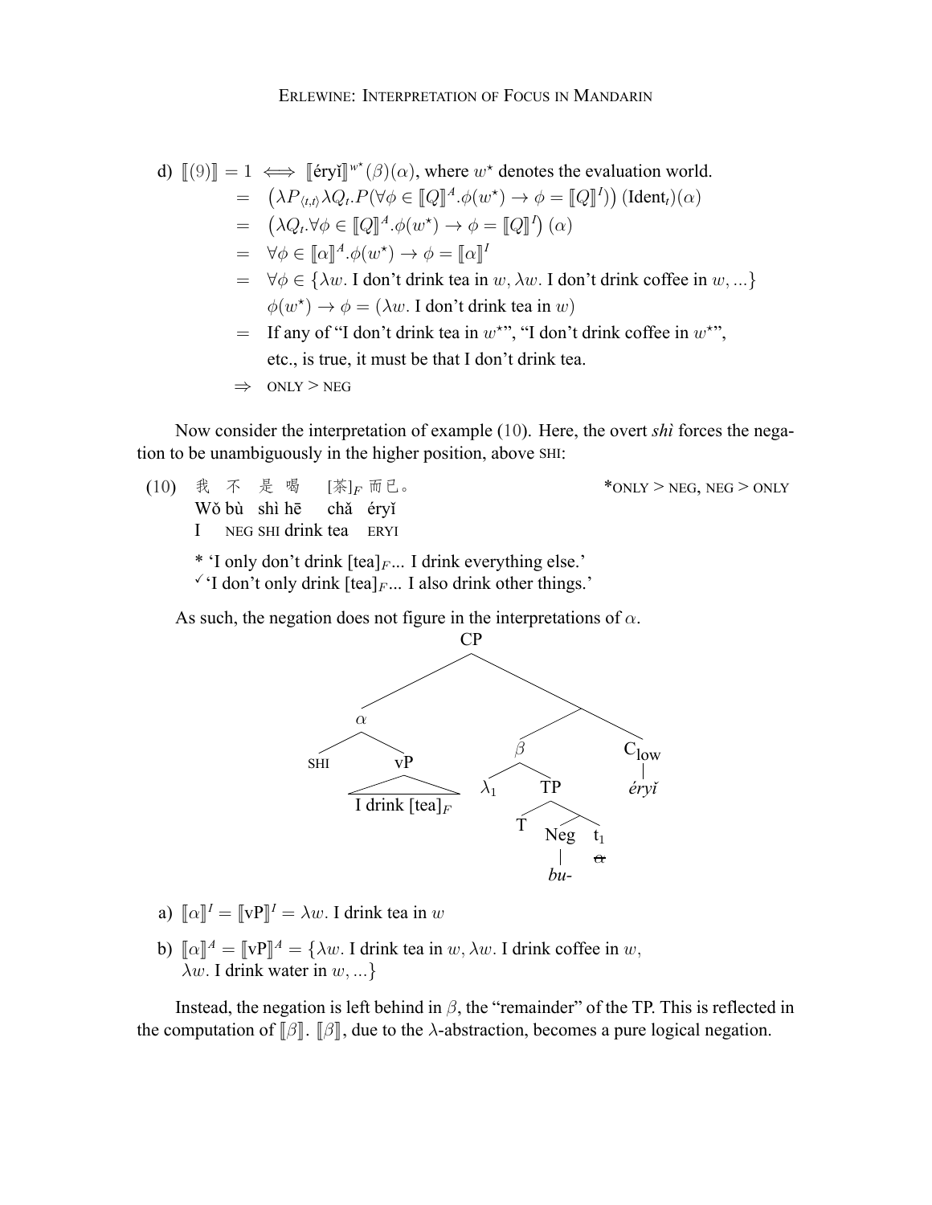d) $[\![(9)]\!] = 1 \iff [\![\text{éryǐ}]\!]^{w^\star}(\beta)(\alpha)$, where $w^\star$ denotes the evaluation world.

$$= \left(\lambda P_{\langle t,t\rangle} \lambda Q_t . P(\forall \phi \in [\![Q]\!]^A . \phi(w^\star) \rightarrow \phi = [\![Q]\!]^I)\right)(\text{Ident}_t)(\alpha)$$

$$= \left(\lambda Q_t . \forall \phi \in [\![Q]\!]^A . \phi(w^\star) \rightarrow \phi = [\![Q]\!]^I\right)(\alpha)$$

$$= \forall \phi \in [\![\alpha]\!]^A . \phi(w^\star) \rightarrow \phi = [\![\alpha]\!]^I$$

$$= \forall \phi \in \{\lambda w. \text{ I don't drink tea in } w, \lambda w. \text{ I don't drink coffee in } w, ...\}$$
$$\phi(w^\star) \rightarrow \phi = (\lambda w. \text{ I don't drink tea in } w)$$

= If any of "I don't drink tea in $w^\star$", "I don't drink coffee in $w^\star$", etc., is true, it must be that I don't drink tea.

$\Rightarrow$ ONLY > NEG

Now consider the interpretation of example (10). Here, the overt *shì* forces the negation to be unambiguously in the higher position, above SHI:

(10) 我 不 是 喝 [茶]$_F$ 而已。 *ONLY > NEG, NEG > ONLY
Wǒ bù shì hē chǎ éryǐ
I NEG SHI drink tea ERYI

\* 'I only don't drink [tea]$_F$... I drink everything else.'
✓ 'I don't only drink [tea]$_F$... I also drink other things.'

As such, the negation does not figure in the interpretations of $\alpha$.

[CP [$\alpha$ SHI [vP I drink [tea]$_F$]] [[$\beta$ $\lambda_1$ [TP T [Neg *bu-*] $t_1$ ~~$\alpha$~~]] [C$_{low}$ *éryǐ*]]]

a) $[\![\alpha]\!]^I = [\![\text{vP}]\!]^I = \lambda w.$ I drink tea in $w$

b) $[\![\alpha]\!]^A = [\![\text{vP}]\!]^A = \{\lambda w.$ I drink tea in $w, \lambda w.$ I drink coffee in $w$, $\lambda w.$ I drink water in $w, ...\}$

Instead, the negation is left behind in $\beta$, the "remainder" of the TP. This is reflected in the computation of $[\![\beta]\!]$. $[\![\beta]\!]$, due to the $\lambda$-abstraction, becomes a pure logical negation.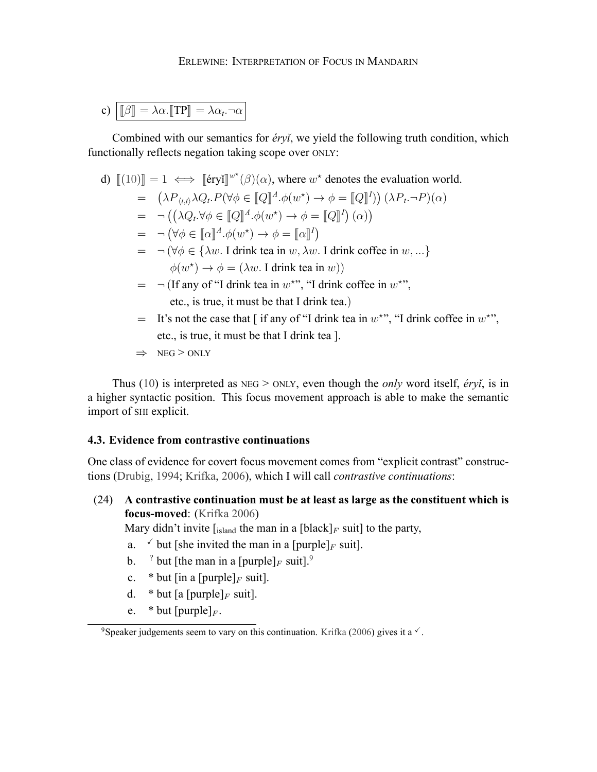c) $\boxed{[\![\beta]\!] = \lambda\alpha.[\![\text{TP}]\!] = \lambda\alpha_t.\neg\alpha}$

Combined with our semantics for *éryǐ*, we yield the following truth condition, which functionally reflects negation taking scope over ONLY:

d) $[\![(10)]\!] = 1 \iff [\![\text{éryǐ}]\!]^{w^\star}(\beta)(\alpha)$, where $w^\star$ denotes the evaluation world.

$$
\begin{aligned}
&= \left(\lambda P_{\langle t,t\rangle}\lambda Q_t.P(\forall\phi \in [\![Q]\!]^A.\phi(w^\star) \rightarrow \phi = [\![Q]\!]^I)\right)(\lambda P_t.\neg P)(\alpha)\\
&= \neg\left(\left(\lambda Q_t.\forall\phi \in [\![Q]\!]^A.\phi(w^\star) \rightarrow \phi = [\![Q]\!]^I\right)(\alpha)\right)\\
&= \neg\left(\forall\phi \in [\![\alpha]\!]^A.\phi(w^\star) \rightarrow \phi = [\![\alpha]\!]^I\right)\\
&= \neg\left(\forall\phi \in \{\lambda w.\ \text{I drink tea in } w, \lambda w.\ \text{I drink coffee in } w, ...\}\right.\\
&\qquad \left.\phi(w^\star) \rightarrow \phi = (\lambda w.\ \text{I drink tea in } w)\right)
\end{aligned}
$$

$=$ ¬ (If any of "I drink tea in $w^\star$", "I drink coffee in $w^\star$", etc., is true, it must be that I drink tea.)

$=$ It's not the case that [ if any of "I drink tea in $w^\star$", "I drink coffee in $w^\star$", etc., is true, it must be that I drink tea ].

$\Rightarrow$ NEG > ONLY

Thus (10) is interpreted as NEG > ONLY, even though the *only* word itself, *éryǐ*, is in a higher syntactic position. This focus movement approach is able to make the semantic import of SHI explicit.

### 4.3. Evidence from contrastive continuations

One class of evidence for covert focus movement comes from "explicit contrast" constructions (Drubig, 1994; Krifka, 2006), which I will call *contrastive continuations*:

(24) **A contrastive continuation must be at least as large as the constituent which is focus-moved**: (Krifka 2006)

Mary didn't invite [$_{\text{island}}$ the man in a [black]$_F$ suit] to the party,

a. ✓ but [she invited the man in a [purple]$_F$ suit].

b. ? but [the man in a [purple]$_F$ suit].[9]

c. * but [in a [purple]$_F$ suit].

d. * but [a [purple]$_F$ suit].

e. * but [purple]$_F$.

[9] Speaker judgements seem to vary on this continuation. Krifka (2006) gives it a ✓.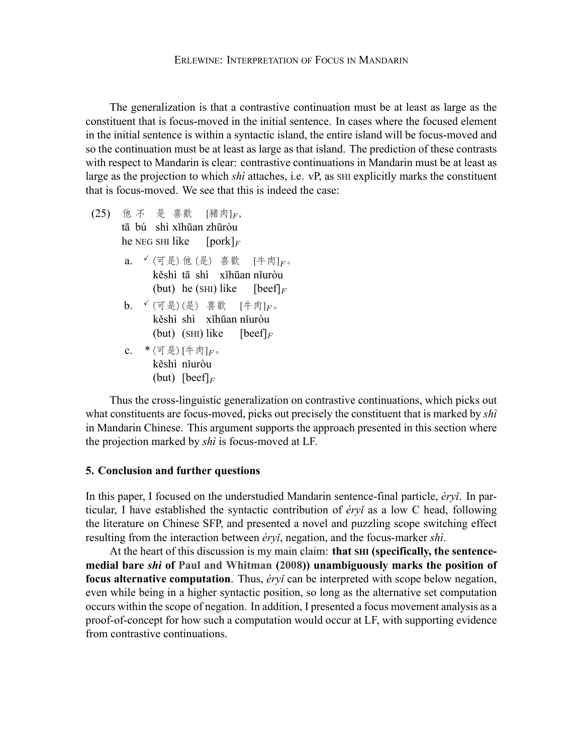The generalization is that a contrastive continuation must be at least as large as the constituent that is focus-moved in the initial sentence. In cases where the focused element in the initial sentence is within a syntactic island, the entire island will be focus-moved and so the continuation must be at least as large as that island. The prediction of these contrasts with respect to Mandarin is clear: contrastive continuations in Mandarin must be at least as large as the projection to which *shì* attaches, i.e. vP, as SHI explicitly marks the constituent that is focus-moved. We see that this is indeed the case:

(25) 他 不 是 喜歡 [豬肉]$_F$,
tā bú shì xǐhūan zhūròu
he NEG SHI like [pork]$_F$

a. ✓ (可是) 他 (是) 喜歡 [牛肉]$_F$。
kěshì tā shì xǐhūan nǐuròu
(but) he (SHI) like [beef]$_F$

b. ✓ (可是) (是) 喜歡 [牛肉]$_F$。
kěshì shì xǐhūan nǐuròu
(but) (SHI) like [beef]$_F$

c. * (可是) [牛肉]$_F$。
kěshì nǐuròu
(but) [beef]$_F$

Thus the cross-linguistic generalization on contrastive continuations, which picks out what constituents are focus-moved, picks out precisely the constituent that is marked by *shì* in Mandarin Chinese. This argument supports the approach presented in this section where the projection marked by *shì* is focus-moved at LF.

## 5. Conclusion and further questions

In this paper, I focused on the understudied Mandarin sentence-final particle, *éryǐ*. In particular, I have established the syntactic contribution of *éryǐ* as a low C head, following the literature on Chinese SFP, and presented a novel and puzzling scope switching effect resulting from the interaction between *éryǐ*, negation, and the focus-marker *shì*.

At the heart of this discussion is my main claim: **that SHI (specifically, the sentence-medial bare *shì* of Paul and Whitman (2008)) unambiguously marks the position of focus alternative computation**. Thus, *éryǐ* can be interpreted with scope below negation, even while being in a higher syntactic position, so long as the alternative set computation occurs within the scope of negation. In addition, I presented a focus movement analysis as a proof-of-concept for how such a computation would occur at LF, with supporting evidence from contrastive continuations.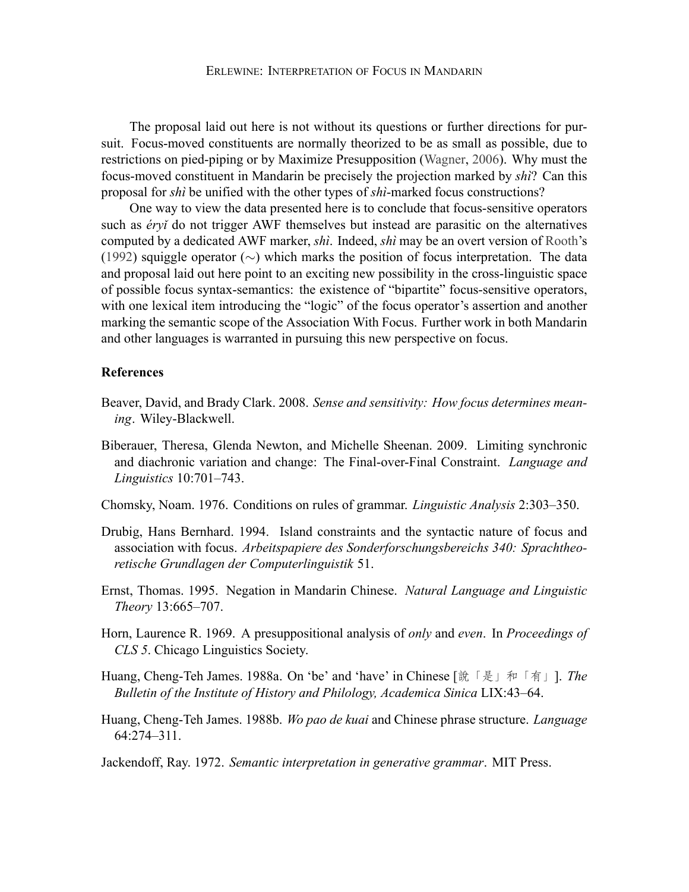The proposal laid out here is not without its questions or further directions for pursuit. Focus-moved constituents are normally theorized to be as small as possible, due to restrictions on pied-piping or by Maximize Presupposition (Wagner, 2006). Why must the focus-moved constituent in Mandarin be precisely the projection marked by *shì*? Can this proposal for *shì* be unified with the other types of *shì*-marked focus constructions?

One way to view the data presented here is to conclude that focus-sensitive operators such as *éryǐ* do not trigger AWF themselves but instead are parasitic on the alternatives computed by a dedicated AWF marker, *shì*. Indeed, *shì* may be an overt version of Rooth's (1992) squiggle operator ($\sim$) which marks the position of focus interpretation. The data and proposal laid out here point to an exciting new possibility in the cross-linguistic space of possible focus syntax-semantics: the existence of "bipartite" focus-sensitive operators, with one lexical item introducing the "logic" of the focus operator's assertion and another marking the semantic scope of the Association With Focus. Further work in both Mandarin and other languages is warranted in pursuing this new perspective on focus.

## References

Beaver, David, and Brady Clark. 2008. *Sense and sensitivity: How focus determines meaning*. Wiley-Blackwell.

Biberauer, Theresa, Glenda Newton, and Michelle Sheenan. 2009. Limiting synchronic and diachronic variation and change: The Final-over-Final Constraint. *Language and Linguistics* 10:701–743.

Chomsky, Noam. 1976. Conditions on rules of grammar. *Linguistic Analysis* 2:303–350.

Drubig, Hans Bernhard. 1994. Island constraints and the syntactic nature of focus and association with focus. *Arbeitspapiere des Sonderforschungsbereichs 340: Sprachtheoretische Grundlagen der Computerlinguistik* 51.

Ernst, Thomas. 1995. Negation in Mandarin Chinese. *Natural Language and Linguistic Theory* 13:665–707.

Horn, Laurence R. 1969. A presuppositional analysis of *only* and *even*. In *Proceedings of CLS 5*. Chicago Linguistics Society.

Huang, Cheng-Teh James. 1988a. On 'be' and 'have' in Chinese [說「是」和「有」]. *The Bulletin of the Institute of History and Philology, Academica Sinica* LIX:43–64.

Huang, Cheng-Teh James. 1988b. *Wo pao de kuai* and Chinese phrase structure. *Language* 64:274–311.

Jackendoff, Ray. 1972. *Semantic interpretation in generative grammar*. MIT Press.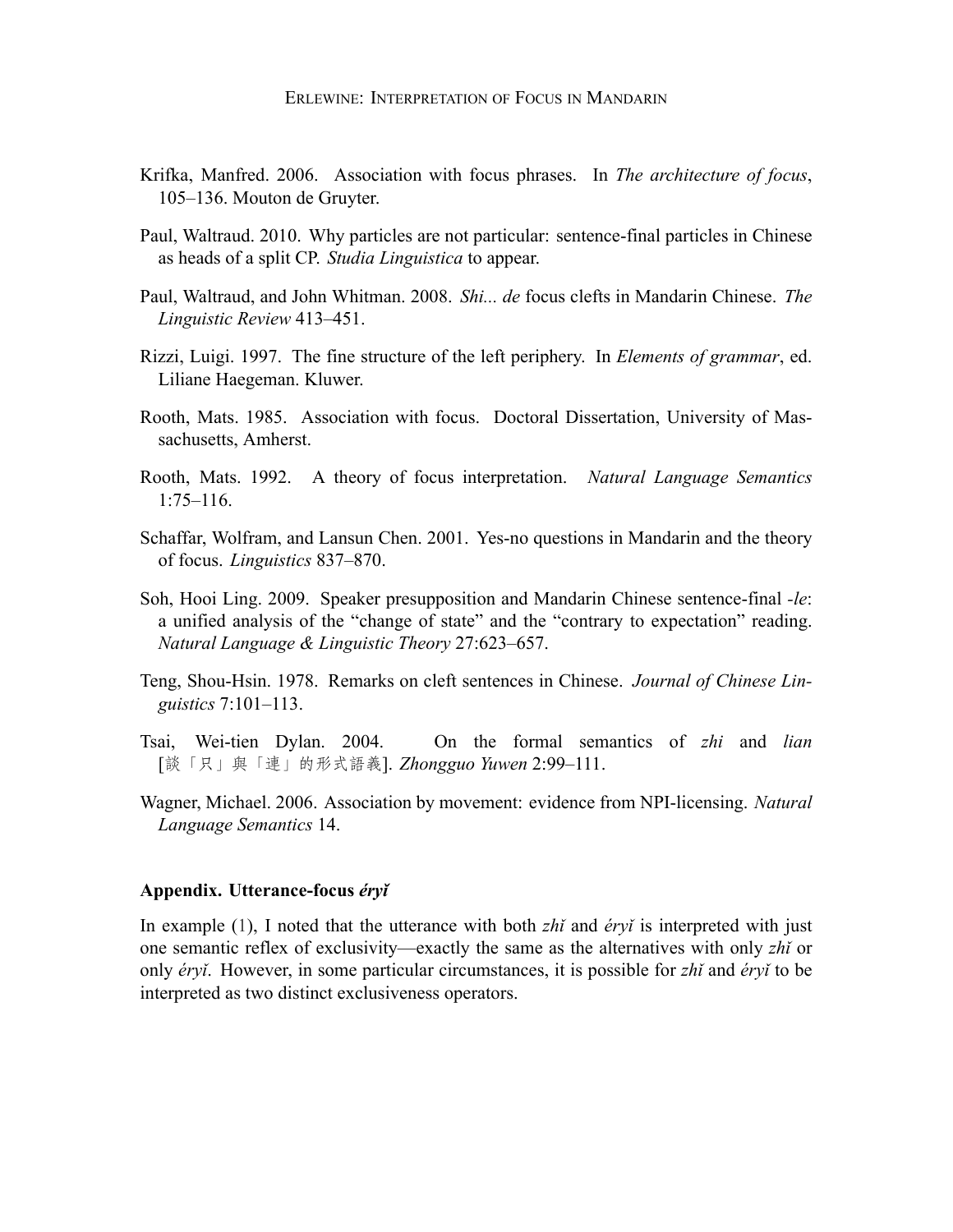Krifka, Manfred. 2006. Association with focus phrases. In *The architecture of focus*, 105–136. Mouton de Gruyter.

Paul, Waltraud. 2010. Why particles are not particular: sentence-final particles in Chinese as heads of a split CP. *Studia Linguistica* to appear.

Paul, Waltraud, and John Whitman. 2008. *Shi... de* focus clefts in Mandarin Chinese. *The Linguistic Review* 413–451.

Rizzi, Luigi. 1997. The fine structure of the left periphery. In *Elements of grammar*, ed. Liliane Haegeman. Kluwer.

Rooth, Mats. 1985. Association with focus. Doctoral Dissertation, University of Massachusetts, Amherst.

Rooth, Mats. 1992. A theory of focus interpretation. *Natural Language Semantics* 1:75–116.

Schaffar, Wolfram, and Lansun Chen. 2001. Yes-no questions in Mandarin and the theory of focus. *Linguistics* 837–870.

Soh, Hooi Ling. 2009. Speaker presupposition and Mandarin Chinese sentence-final *-le*: a unified analysis of the "change of state" and the "contrary to expectation" reading. *Natural Language & Linguistic Theory* 27:623–657.

Teng, Shou-Hsin. 1978. Remarks on cleft sentences in Chinese. *Journal of Chinese Linguistics* 7:101–113.

Tsai, Wei-tien Dylan. 2004. On the formal semantics of *zhi* and *lian* [談「只」與「連」的形式語義]. *Zhongguo Yuwen* 2:99–111.

Wagner, Michael. 2006. Association by movement: evidence from NPI-licensing. *Natural Language Semantics* 14.

## Appendix. Utterance-focus *éryǐ*

In example (1), I noted that the utterance with both *zhǐ* and *éryǐ* is interpreted with just one semantic reflex of exclusivity—exactly the same as the alternatives with only *zhǐ* or only *éryǐ*. However, in some particular circumstances, it is possible for *zhǐ* and *éryǐ* to be interpreted as two distinct exclusiveness operators.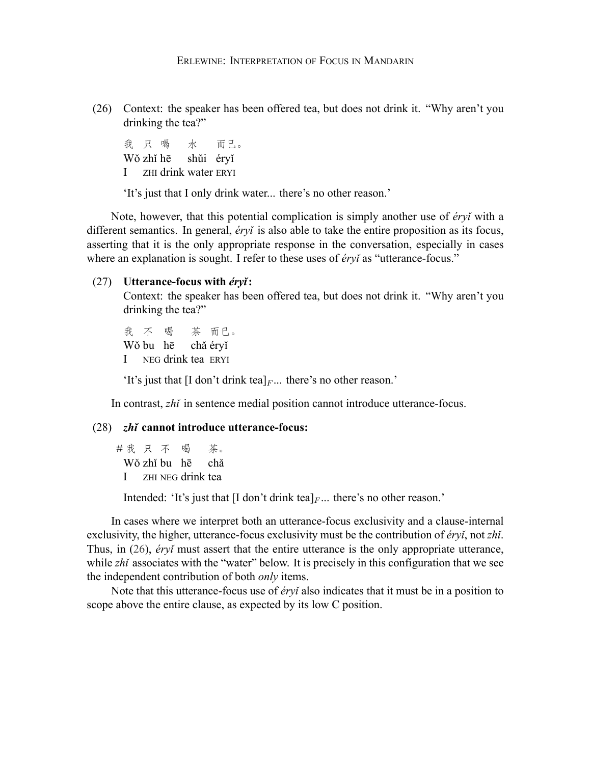(26) Context: the speaker has been offered tea, but does not drink it. "Why aren't you drinking the tea?"

我 只 喝 水 而已。
Wǒ zhǐ hē shǔi éryǐ
I ZHI drink water ERYI

'It's just that I only drink water... there's no other reason.'

Note, however, that this potential complication is simply another use of *éryǐ* with a different semantics. In general, *éryǐ* is also able to take the entire proposition as its focus, asserting that it is the only appropriate response in the conversation, especially in cases where an explanation is sought. I refer to these uses of *éryǐ* as "utterance-focus."

(27) **Utterance-focus with *éryǐ*:**
Context: the speaker has been offered tea, but does not drink it. "Why aren't you drinking the tea?"

我 不 喝 茶 而已。
Wǒ bu hē chǎ éryǐ
I NEG drink tea ERYI

'It's just that [I don't drink tea]$_F$... there's no other reason.'

In contrast, *zhǐ* in sentence medial position cannot introduce utterance-focus.

(28) ***zhǐ* cannot introduce utterance-focus:**

\# 我 只 不 喝 茶。
Wǒ zhǐ bu hē chǎ
I ZHI NEG drink tea

Intended: 'It's just that [I don't drink tea]$_F$... there's no other reason.'

In cases where we interpret both an utterance-focus exclusivity and a clause-internal exclusivity, the higher, utterance-focus exclusivity must be the contribution of *éryǐ*, not *zhǐ*. Thus, in (26), *éryǐ* must assert that the entire utterance is the only appropriate utterance, while *zhǐ* associates with the "water" below. It is precisely in this configuration that we see the independent contribution of both *only* items.

Note that this utterance-focus use of *éryǐ* also indicates that it must be in a position to scope above the entire clause, as expected by its low C position.